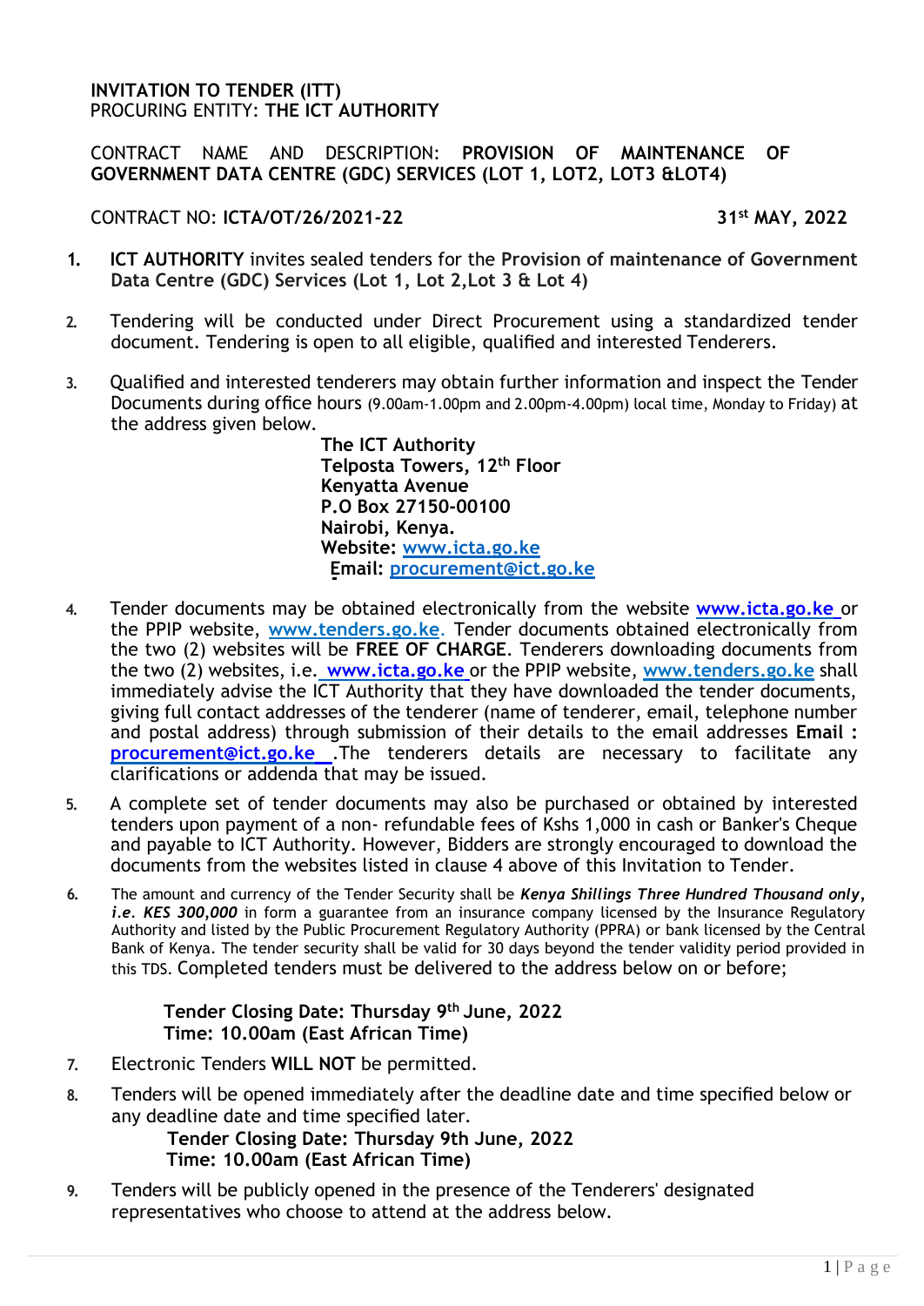**INVITATION TO TENDER (ITT)**
PROCURING ENTITY: **THE ICT AUTHORITY**

CONTRACT NAME AND DESCRIPTION: **PROVISION OF MAINTENANCE OF GOVERNMENT DATA CENTRE (GDC) SERVICES (LOT 1, LOT2, LOT3 &LOT4)**

CONTRACT NO: **ICTA/OT/26/2021-22** **31st MAY, 2022**

1. **ICT AUTHORITY** invites sealed tenders for the **Provision of maintenance of Government Data Centre (GDC) Services (Lot 1, Lot 2,Lot 3 & Lot 4)**

2. Tendering will be conducted under Direct Procurement using a standardized tender document. Tendering is open to all eligible, qualified and interested Tenderers.

3. Qualified and interested tenderers may obtain further information and inspect the Tender Documents during office hours (9.00am-1.00pm and 2.00pm-4.00pm) local time, Monday to Friday) at the address given below.

   **The ICT Authority**
   **Telposta Towers, 12th Floor**
   **Kenyatta Avenue**
   **P.O Box 27150-00100**
   **Nairobi, Kenya.**
   **Website:** www.icta.go.ke
   **Email:** procurement@ict.go.ke

4. Tender documents may be obtained electronically from the website **www.icta.go.ke** or the PPIP website, **www.tenders.go.ke**. Tender documents obtained electronically from the two (2) websites will be **FREE OF CHARGE**. Tenderers downloading documents from the two (2) websites, i.e. **www.icta.go.ke** or the PPIP website, **www.tenders.go.ke** shall immediately advise the ICT Authority that they have downloaded the tender documents, giving full contact addresses of the tenderer (name of tenderer, email, telephone number and postal address) through submission of their details to the email addresses **Email : procurement@ict.go.ke** .The tenderers details are necessary to facilitate any clarifications or addenda that may be issued.

5. A complete set of tender documents may also be purchased or obtained by interested tenders upon payment of a non- refundable fees of Kshs 1,000 in cash or Banker's Cheque and payable to ICT Authority. However, Bidders are strongly encouraged to download the documents from the websites listed in clause 4 above of this Invitation to Tender.

6. The amount and currency of the Tender Security shall be ***Kenya Shillings Three Hundred Thousand only, i.e. KES 300,000*** in form a guarantee from an insurance company licensed by the Insurance Regulatory Authority and listed by the Public Procurement Regulatory Authority (PPRA) or bank licensed by the Central Bank of Kenya. The tender security shall be valid for 30 days beyond the tender validity period provided in this TDS. Completed tenders must be delivered to the address below on or before;

   **Tender Closing Date: Thursday 9th June, 2022**
   **Time: 10.00am (East African Time)**

7. Electronic Tenders **WILL NOT** be permitted.

8. Tenders will be opened immediately after the deadline date and time specified below or any deadline date and time specified later.

   **Tender Closing Date: Thursday 9th June, 2022**
   **Time: 10.00am (East African Time)**

9. Tenders will be publicly opened in the presence of the Tenderers' designated representatives who choose to attend at the address below.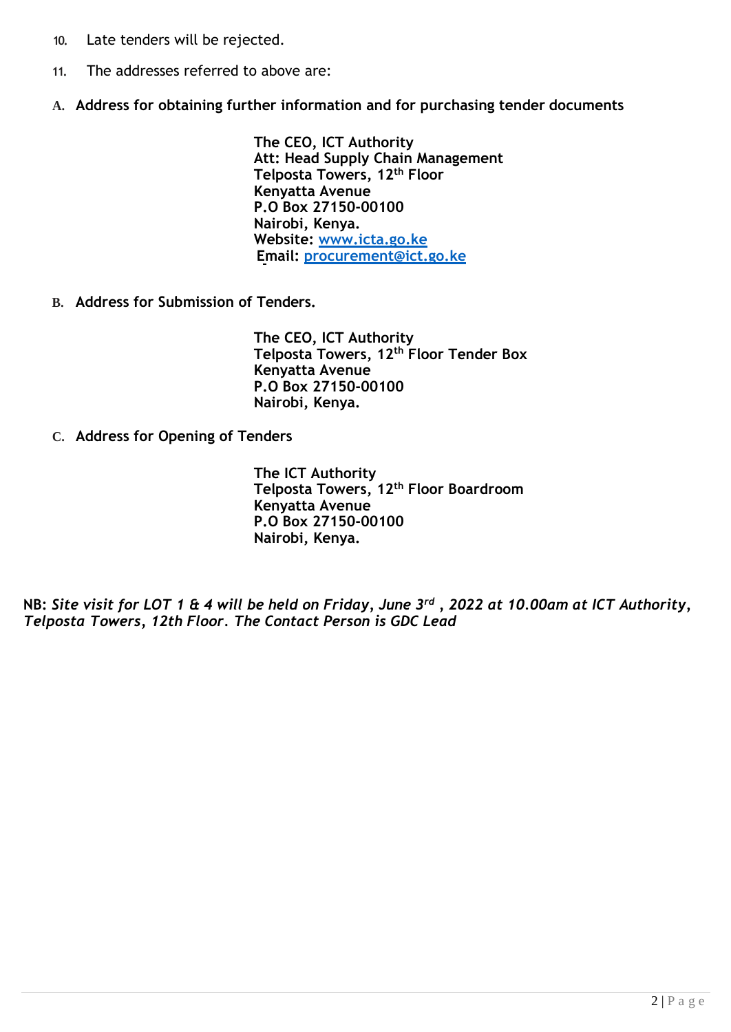10. Late tenders will be rejected.
11. The addresses referred to above are:

**A. Address for obtaining further information and for purchasing tender documents**

**The CEO, ICT Authority**
**Att: Head Supply Chain Management**
**Telposta Towers, 12th Floor**
**Kenyatta Avenue**
**P.O Box 27150-00100**
**Nairobi, Kenya.**
**Website: www.icta.go.ke**
**Email: procurement@ict.go.ke**

**B. Address for Submission of Tenders.**

**The CEO, ICT Authority**
**Telposta Towers, 12th Floor Tender Box**
**Kenyatta Avenue**
**P.O Box 27150-00100**
**Nairobi, Kenya.**

**C. Address for Opening of Tenders**

**The ICT Authority**
**Telposta Towers, 12th Floor Boardroom**
**Kenyatta Avenue**
**P.O Box 27150-00100**
**Nairobi, Kenya.**

**NB:** ***Site visit for LOT 1 & 4 will be held on Friday, June 3rd, 2022 at 10.00am at ICT Authority, Telposta Towers, 12th Floor. The Contact Person is GDC Lead***